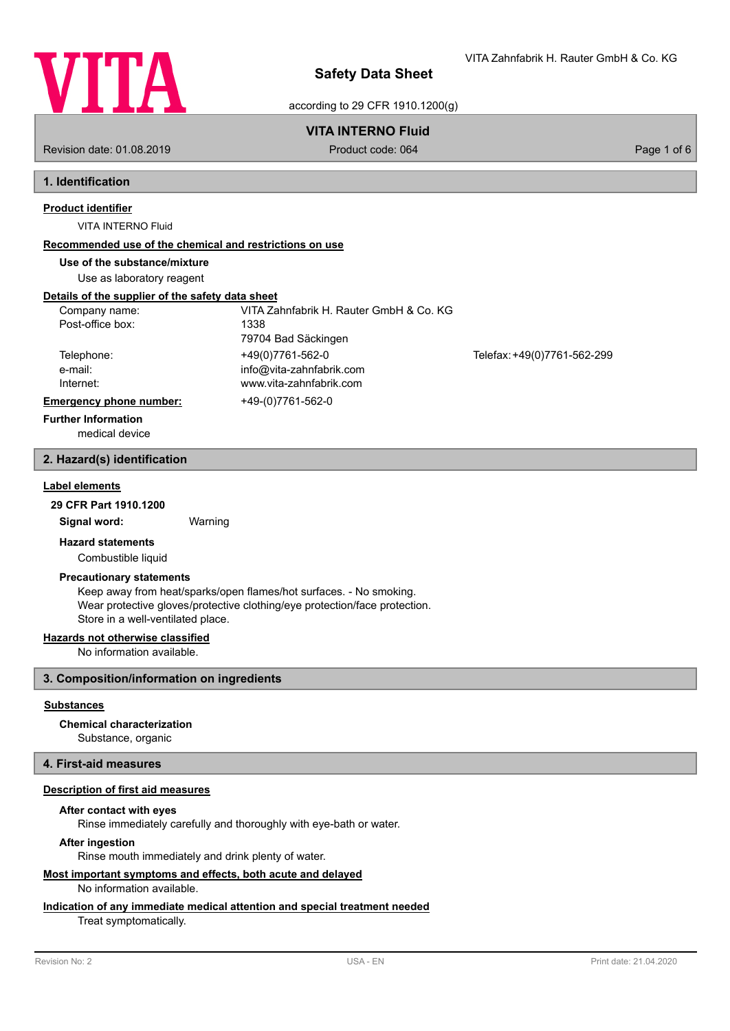# Safety Data Sheet

according to 29 CFR 1910.1200(g)

VITA Zahnfabrik H. Rauter GmbH & Co. KG

**VITA INTERNO Fluid**

Revision date: 01.08.2019 | Product code: 064

## 1. Identification

### Product identifier

VITA INTERNO Fluid

### Recommended use of the chemical and restrictions on use

**Use of the substance/mixture**

Use as laboratory reagent

### Details of the supplier of the safety data sheet

| | | |
|---|---|---|
| Company name: | VITA Zahnfabrik H. Rauter GmbH & Co. KG | |
| Post-office box: | 1338 | |
| | 79704 Bad Säckingen | |
| Telephone: | +49(0)7761-562-0 | Telefax: +49(0)7761-562-299 |
| e-mail: | info@vita-zahnfabrik.com | |
| Internet: | www.vita-zahnfabrik.com | |

**Emergency phone number:** +49-(0)7761-562-0

**Further Information**

medical device

## 2. Hazard(s) identification

### Label elements

**29 CFR Part 1910.1200**

**Signal word:** Warning

**Hazard statements**

Combustible liquid

**Precautionary statements**

Keep away from heat/sparks/open flames/hot surfaces. - No smoking.
Wear protective gloves/protective clothing/eye protection/face protection.
Store in a well-ventilated place.

### Hazards not otherwise classified

No information available.

## 3. Composition/information on ingredients

### Substances

**Chemical characterization**

Substance, organic

## 4. First-aid measures

### Description of first aid measures

**After contact with eyes**

Rinse immediately carefully and thoroughly with eye-bath or water.

**After ingestion**

Rinse mouth immediately and drink plenty of water.

### Most important symptoms and effects, both acute and delayed

No information available.

### Indication of any immediate medical attention and special treatment needed

Treat symptomatically.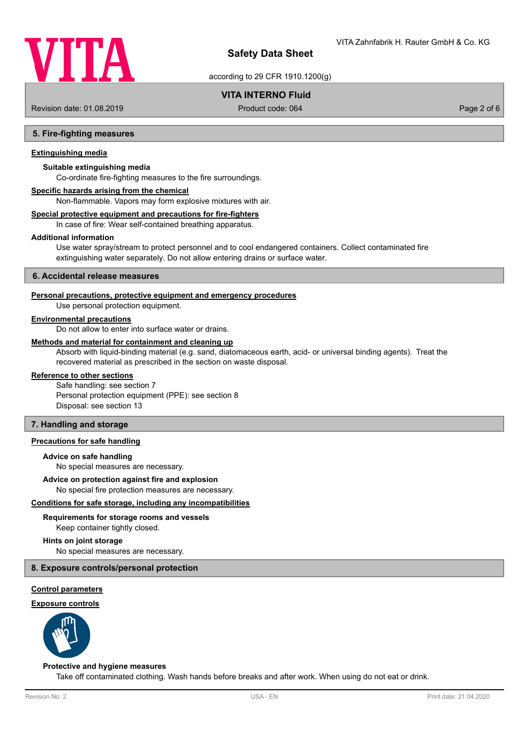## 5. Fire-fighting measures

**Extinguishing media**

**Suitable extinguishing media**

Co-ordinate fire-fighting measures to the fire surroundings.

**Specific hazards arising from the chemical**

Non-flammable. Vapors may form explosive mixtures with air.

**Special protective equipment and precautions for fire-fighters**

In case of fire: Wear self-contained breathing apparatus.

**Additional information**

Use water spray/stream to protect personnel and to cool endangered containers. Collect contaminated fire extinguishing water separately. Do not allow entering drains or surface water.

## 6. Accidental release measures

**Personal precautions, protective equipment and emergency procedures**

Use personal protection equipment.

**Environmental precautions**

Do not allow to enter into surface water or drains.

**Methods and material for containment and cleaning up**

Absorb with liquid-binding material (e.g. sand, diatomaceous earth, acid- or universal binding agents). Treat the recovered material as prescribed in the section on waste disposal.

**Reference to other sections**

Safe handling: see section 7
Personal protection equipment (PPE): see section 8
Disposal: see section 13

## 7. Handling and storage

**Precautions for safe handling**

**Advice on safe handling**

No special measures are necessary.

**Advice on protection against fire and explosion**

No special fire protection measures are necessary.

**Conditions for safe storage, including any incompatibilities**

**Requirements for storage rooms and vessels**

Keep container tightly closed.

**Hints on joint storage**

No special measures are necessary.

## 8. Exposure controls/personal protection

**Control parameters**

**Exposure controls**

**Protective and hygiene measures**

Take off contaminated clothing. Wash hands before breaks and after work. When using do not eat or drink.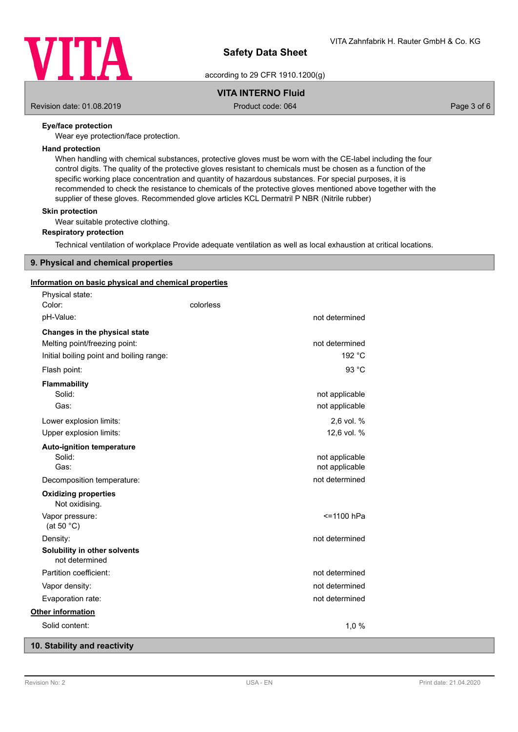**Eye/face protection**

Wear eye protection/face protection.

**Hand protection**

When handling with chemical substances, protective gloves must be worn with the CE-label including the four control digits. The quality of the protective gloves resistant to chemicals must be chosen as a function of the specific working place concentration and quantity of hazardous substances. For special purposes, it is recommended to check the resistance to chemicals of the protective gloves mentioned above together with the supplier of these gloves. Recommended glove articles KCL Dermatril P NBR (Nitrile rubber)

**Skin protection**

Wear suitable protective clothing.

**Respiratory protection**

Technical ventilation of workplace Provide adequate ventilation as well as local exhaustion at critical locations.

## 9. Physical and chemical properties

**Information on basic physical and chemical properties**

| | | |
|---|---|---|
| Physical state: | | |
| Color: | colorless | |
| pH-Value: | | not determined |
| **Changes in the physical state** | | |
| Melting point/freezing point: | | not determined |
| Initial boiling point and boiling range: | | 192 °C |
| Flash point: | | 93 °C |
| **Flammability** | | |
| Solid: | | not applicable |
| Gas: | | not applicable |
| Lower explosion limits: | | 2,6 vol. % |
| Upper explosion limits: | | 12,6 vol. % |
| **Auto-ignition temperature** | | |
| Solid: | | not applicable |
| Gas: | | not applicable |
| Decomposition temperature: | | not determined |
| **Oxidizing properties** | | |
| Not oxidising. | | |
| Vapor pressure: (at 50 °C) | | <=1100 hPa |
| Density: | | not determined |
| **Solubility in other solvents** | | |
| not determined | | |
| Partition coefficient: | | not determined |
| Vapor density: | | not determined |
| Evaporation rate: | | not determined |

**Other information**

| | |
|---|---|
| Solid content: | 1,0 % |

## 10. Stability and reactivity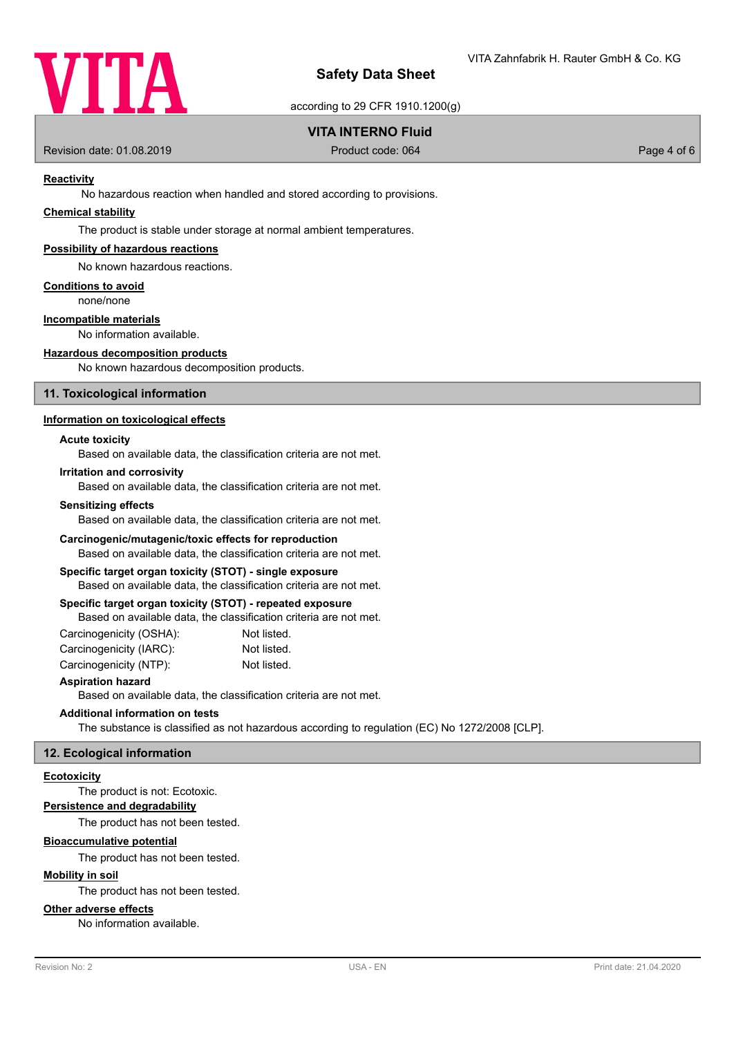#### Reactivity

No hazardous reaction when handled and stored according to provisions.

#### Chemical stability

The product is stable under storage at normal ambient temperatures.

#### Possibility of hazardous reactions

No known hazardous reactions.

#### Conditions to avoid

none/none

#### Incompatible materials

No information available.

#### Hazardous decomposition products

No known hazardous decomposition products.

## 11. Toxicological information

#### Information on toxicological effects

**Acute toxicity**

Based on available data, the classification criteria are not met.

**Irritation and corrosivity**

Based on available data, the classification criteria are not met.

**Sensitizing effects**

Based on available data, the classification criteria are not met.

**Carcinogenic/mutagenic/toxic effects for reproduction**

Based on available data, the classification criteria are not met.

**Specific target organ toxicity (STOT) - single exposure**

Based on available data, the classification criteria are not met.

**Specific target organ toxicity (STOT) - repeated exposure**

Based on available data, the classification criteria are not met.

Carcinogenicity (OSHA): Not listed.
Carcinogenicity (IARC): Not listed.
Carcinogenicity (NTP): Not listed.

**Aspiration hazard**

Based on available data, the classification criteria are not met.

**Additional information on tests**

The substance is classified as not hazardous according to regulation (EC) No 1272/2008 [CLP].

## 12. Ecological information

#### Ecotoxicity

The product is not: Ecotoxic.

#### Persistence and degradability

The product has not been tested.

#### Bioaccumulative potential

The product has not been tested.

#### Mobility in soil

The product has not been tested.

#### Other adverse effects

No information available.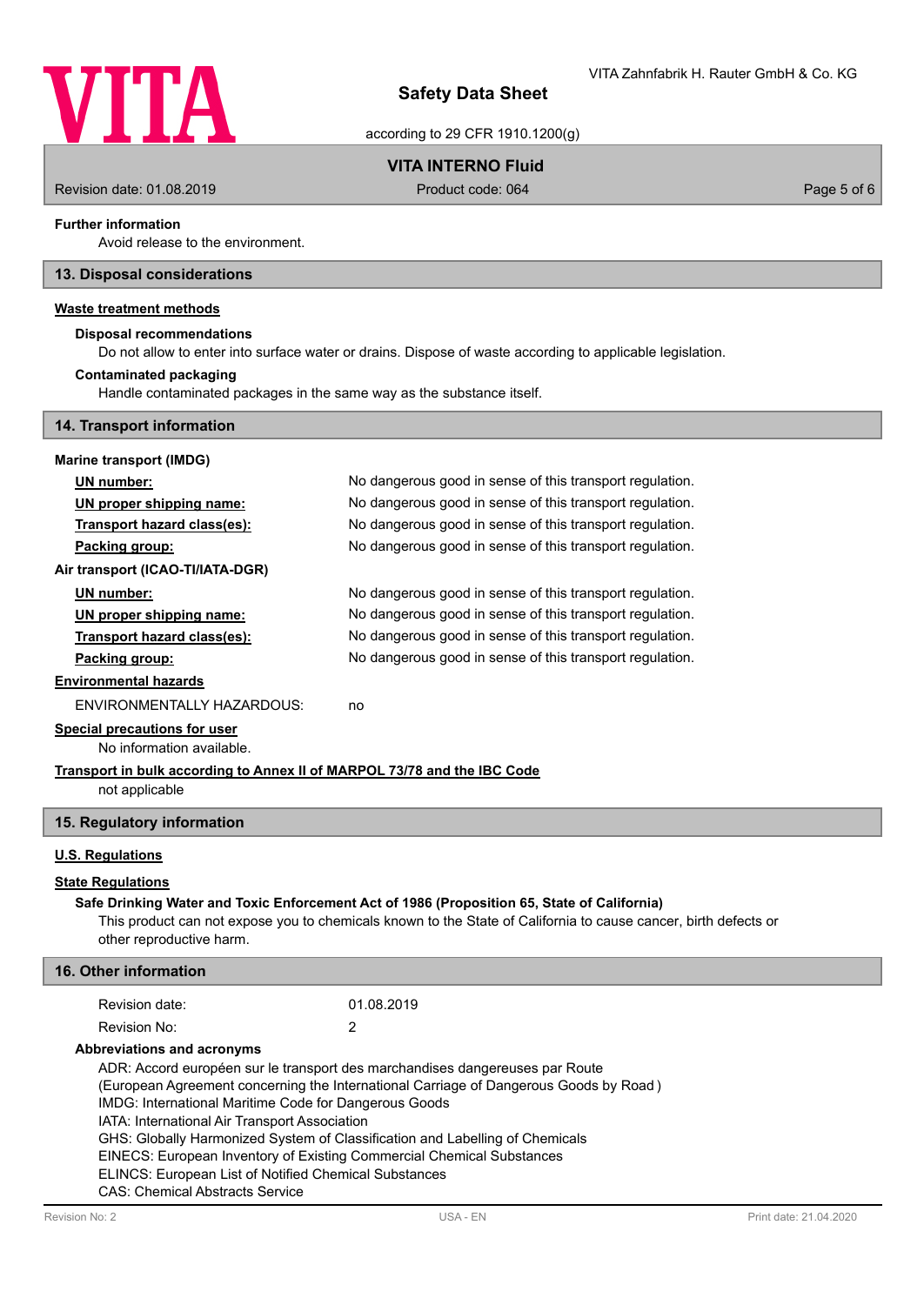**Further information**

Avoid release to the environment.

## 13. Disposal considerations

**Waste treatment methods**

**Disposal recommendations**

Do not allow to enter into surface water or drains. Dispose of waste according to applicable legislation.

**Contaminated packaging**

Handle contaminated packages in the same way as the substance itself.

## 14. Transport information

**Marine transport (IMDG)**

| | |
|---|---|
| **UN number:** | No dangerous good in sense of this transport regulation. |
| **UN proper shipping name:** | No dangerous good in sense of this transport regulation. |
| **Transport hazard class(es):** | No dangerous good in sense of this transport regulation. |
| **Packing group:** | No dangerous good in sense of this transport regulation. |

**Air transport (ICAO-TI/IATA-DGR)**

| | |
|---|---|
| **UN number:** | No dangerous good in sense of this transport regulation. |
| **UN proper shipping name:** | No dangerous good in sense of this transport regulation. |
| **Transport hazard class(es):** | No dangerous good in sense of this transport regulation. |
| **Packing group:** | No dangerous good in sense of this transport regulation. |

**Environmental hazards**

ENVIRONMENTALLY HAZARDOUS: no

**Special precautions for user**

No information available.

**Transport in bulk according to Annex II of MARPOL 73/78 and the IBC Code**

not applicable

## 15. Regulatory information

**U.S. Regulations**

**State Regulations**

**Safe Drinking Water and Toxic Enforcement Act of 1986 (Proposition 65, State of California)**

This product can not expose you to chemicals known to the State of California to cause cancer, birth defects or other reproductive harm.

## 16. Other information

| | |
|---|---|
| Revision date: | 01.08.2019 |
| Revision No: | 2 |

**Abbreviations and acronyms**

ADR: Accord européen sur le transport des marchandises dangereuses par Route
(European Agreement concerning the International Carriage of Dangerous Goods by Road )
IMDG: International Maritime Code for Dangerous Goods
IATA: International Air Transport Association
GHS: Globally Harmonized System of Classification and Labelling of Chemicals
EINECS: European Inventory of Existing Commercial Chemical Substances
ELINCS: European List of Notified Chemical Substances
CAS: Chemical Abstracts Service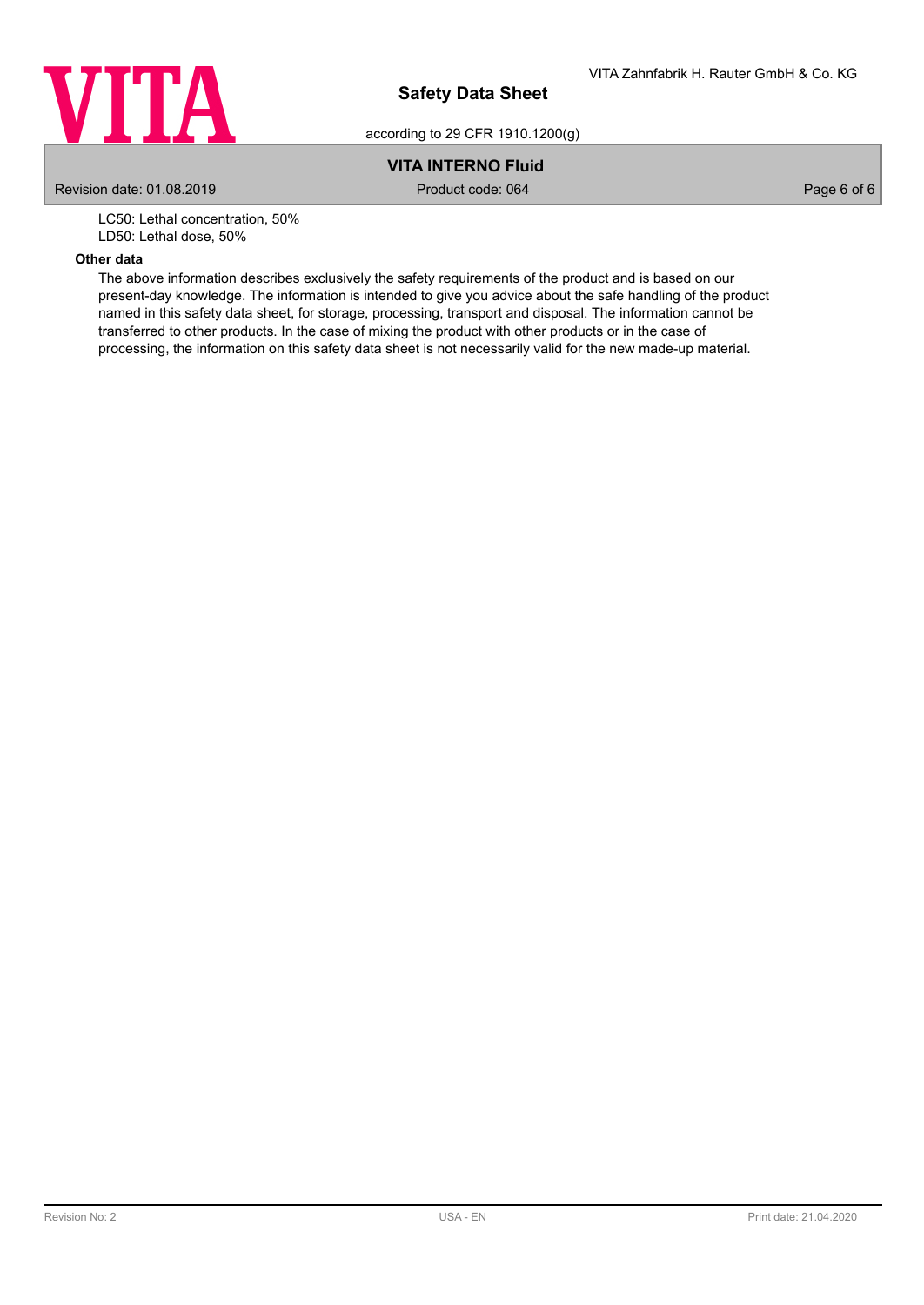LC50: Lethal concentration, 50%
LD50: Lethal dose, 50%

**Other data**

The above information describes exclusively the safety requirements of the product and is based on our present-day knowledge. The information is intended to give you advice about the safe handling of the product named in this safety data sheet, for storage, processing, transport and disposal. The information cannot be transferred to other products. In the case of mixing the product with other products or in the case of processing, the information on this safety data sheet is not necessarily valid for the new made-up material.